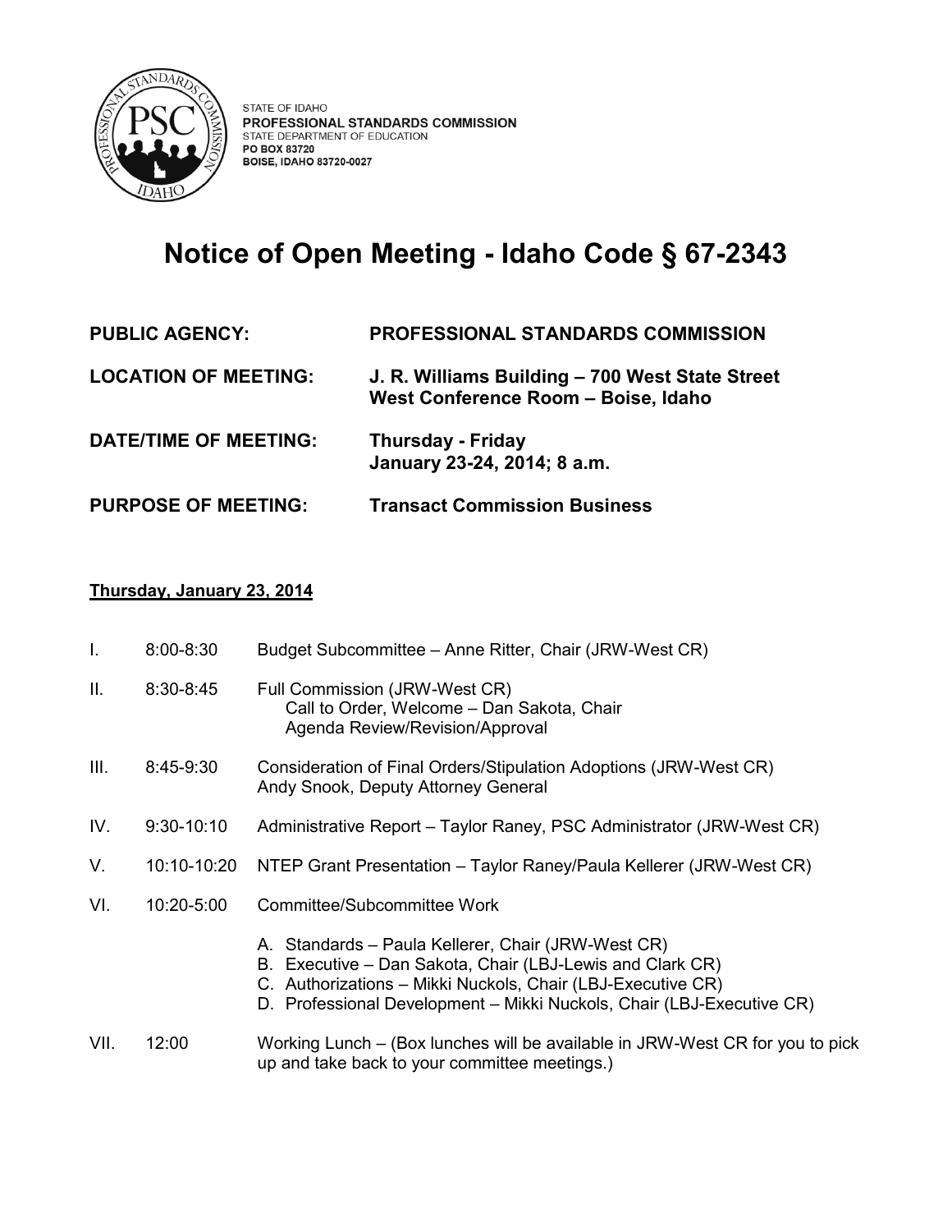STATE OF IDAHO
**PROFESSIONAL STANDARDS COMMISSION**
STATE DEPARTMENT OF EDUCATION
**PO BOX 83720**
**BOISE, IDAHO 83720-0027**

# Notice of Open Meeting - Idaho Code § 67-2343

| | |
|---|---|
| **PUBLIC AGENCY:** | **PROFESSIONAL STANDARDS COMMISSION** |
| **LOCATION OF MEETING:** | **J. R. Williams Building – 700 West State Street West Conference Room – Boise, Idaho** |
| **DATE/TIME OF MEETING:** | **Thursday - Friday January 23-24, 2014; 8 a.m.** |
| **PURPOSE OF MEETING:** | **Transact Commission Business** |

**Thursday, January 23, 2014**

| | | |
|---|---|---|
| I. | 8:00-8:30 | Budget Subcommittee – Anne Ritter, Chair (JRW-West CR) |
| II. | 8:30-8:45 | Full Commission (JRW-West CR)<br>Call to Order, Welcome – Dan Sakota, Chair<br>Agenda Review/Revision/Approval |
| III. | 8:45-9:30 | Consideration of Final Orders/Stipulation Adoptions (JRW-West CR)<br>Andy Snook, Deputy Attorney General |
| IV. | 9:30-10:10 | Administrative Report – Taylor Raney, PSC Administrator (JRW-West CR) |
| V. | 10:10-10:20 | NTEP Grant Presentation – Taylor Raney/Paula Kellerer (JRW-West CR) |
| VI. | 10:20-5:00 | Committee/Subcommittee Work<br>A. Standards – Paula Kellerer, Chair (JRW-West CR)<br>B. Executive – Dan Sakota, Chair (LBJ-Lewis and Clark CR)<br>C. Authorizations – Mikki Nuckols, Chair (LBJ-Executive CR)<br>D. Professional Development – Mikki Nuckols, Chair (LBJ-Executive CR) |
| VII. | 12:00 | Working Lunch – (Box lunches will be available in JRW-West CR for you to pick up and take back to your committee meetings.) |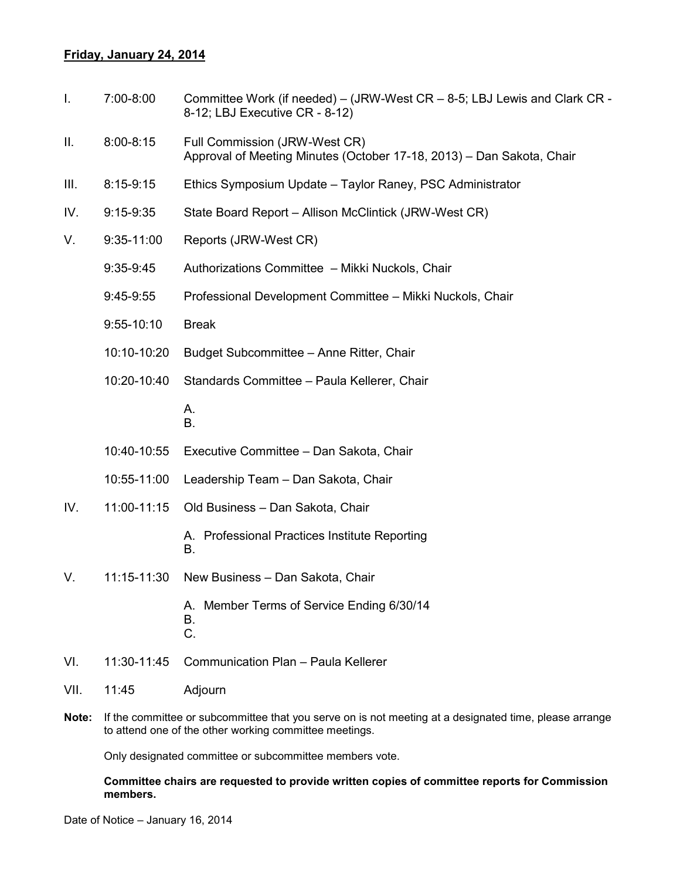**Friday, January 24, 2014**

| | | |
|---|---|---|
| I. | 7:00-8:00 | Committee Work (if needed) – (JRW-West CR – 8-5; LBJ Lewis and Clark CR - 8-12; LBJ Executive CR - 8-12) |
| II. | 8:00-8:15 | Full Commission (JRW-West CR)<br>Approval of Meeting Minutes (October 17-18, 2013) – Dan Sakota, Chair |
| III. | 8:15-9:15 | Ethics Symposium Update – Taylor Raney, PSC Administrator |
| IV. | 9:15-9:35 | State Board Report – Allison McClintick (JRW-West CR) |
| V. | 9:35-11:00 | Reports (JRW-West CR) |
| | 9:35-9:45 | Authorizations Committee – Mikki Nuckols, Chair |
| | 9:45-9:55 | Professional Development Committee – Mikki Nuckols, Chair |
| | 9:55-10:10 | Break |
| | 10:10-10:20 | Budget Subcommittee – Anne Ritter, Chair |
| | 10:20-10:40 | Standards Committee – Paula Kellerer, Chair<br>A.<br>B. |
| | 10:40-10:55 | Executive Committee – Dan Sakota, Chair |
| | 10:55-11:00 | Leadership Team – Dan Sakota, Chair |
| IV. | 11:00-11:15 | Old Business – Dan Sakota, Chair<br>A. Professional Practices Institute Reporting<br>B. |
| V. | 11:15-11:30 | New Business – Dan Sakota, Chair<br>A. Member Terms of Service Ending 6/30/14<br>B.<br>C. |
| VI. | 11:30-11:45 | Communication Plan – Paula Kellerer |
| VII. | 11:45 | Adjourn |

**Note:** If the committee or subcommittee that you serve on is not meeting at a designated time, please arrange to attend one of the other working committee meetings.

Only designated committee or subcommittee members vote.

**Committee chairs are requested to provide written copies of committee reports for Commission members.**

Date of Notice – January 16, 2014